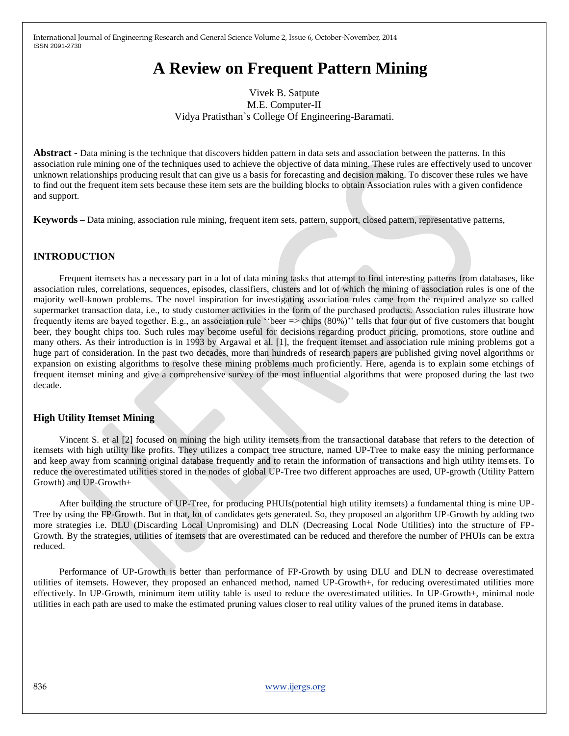# A Review on Frequent Pattern Mining

Vivek B. Satpute
M.E. Computer-II
Vidya Pratisthan`s College Of Engineering-Baramati.

**Abstract -** Data mining is the technique that discovers hidden pattern in data sets and association between the patterns. In this association rule mining one of the techniques used to achieve the objective of data mining. These rules are effectively used to uncover unknown relationships producing result that can give us a basis for forecasting and decision making. To discover these rules we have to find out the frequent item sets because these item sets are the building blocks to obtain Association rules with a given confidence and support.

**Keywords –** Data mining, association rule mining, frequent item sets, pattern, support, closed pattern, representative patterns,

## INTRODUCTION

Frequent itemsets has a necessary part in a lot of data mining tasks that attempt to find interesting patterns from databases, like association rules, correlations, sequences, episodes, classifiers, clusters and lot of which the mining of association rules is one of the majority well-known problems. The novel inspiration for investigating association rules came from the required analyze so called supermarket transaction data, i.e., to study customer activities in the form of the purchased products. Association rules illustrate how frequently items are bayed together. E.g., an association rule ''beer => chips (80%)'' tells that four out of five customers that bought beer, they bought chips too. Such rules may become useful for decisions regarding product pricing, promotions, store outline and many others. As their introduction is in 1993 by Argawal et al. [1], the frequent itemset and association rule mining problems got a huge part of consideration. In the past two decades, more than hundreds of research papers are published giving novel algorithms or expansion on existing algorithms to resolve these mining problems much proficiently. Here, agenda is to explain some etchings of frequent itemset mining and give a comprehensive survey of the most influential algorithms that were proposed during the last two decade.

### High Utility Itemset Mining

Vincent S. et al [2] focused on mining the high utility itemsets from the transactional database that refers to the detection of itemsets with high utility like profits. They utilizes a compact tree structure, named UP-Tree to make easy the mining performance and keep away from scanning original database frequently and to retain the information of transactions and high utility itemsets. To reduce the overestimated utilities stored in the nodes of global UP-Tree two different approaches are used, UP-growth (Utility Pattern Growth) and UP-Growth+

After building the structure of UP-Tree, for producing PHUIs(potential high utility itemsets) a fundamental thing is mine UP-Tree by using the FP-Growth. But in that, lot of candidates gets generated. So, they proposed an algorithm UP-Growth by adding two more strategies i.e. DLU (Discarding Local Unpromising) and DLN (Decreasing Local Node Utilities) into the structure of FP-Growth. By the strategies, utilities of itemsets that are overestimated can be reduced and therefore the number of PHUIs can be extra reduced.

Performance of UP-Growth is better than performance of FP-Growth by using DLU and DLN to decrease overestimated utilities of itemsets. However, they proposed an enhanced method, named UP-Growth+, for reducing overestimated utilities more effectively. In UP-Growth, minimum item utility table is used to reduce the overestimated utilities. In UP-Growth+, minimal node utilities in each path are used to make the estimated pruning values closer to real utility values of the pruned items in database.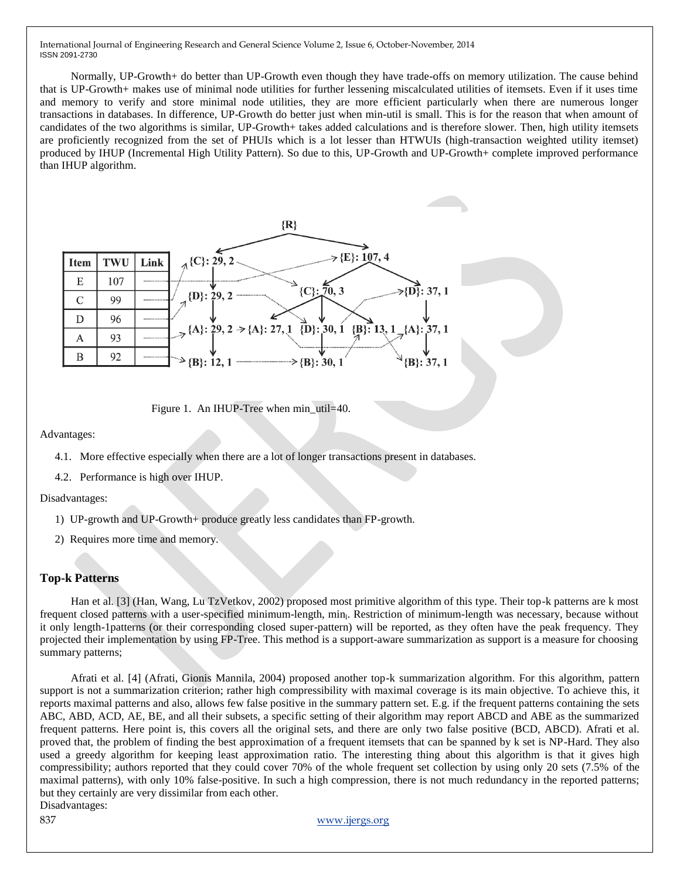Normally, UP-Growth+ do better than UP-Growth even though they have trade-offs on memory utilization. The cause behind that is UP-Growth+ makes use of minimal node utilities for further lessening miscalculated utilities of itemsets. Even if it uses time and memory to verify and store minimal node utilities, they are more efficient particularly when there are numerous longer transactions in databases. In difference, UP-Growth do better just when min-util is small. This is for the reason that when amount of candidates of the two algorithms is similar, UP-Growth+ takes added calculations and is therefore slower. Then, high utility itemsets are proficiently recognized from the set of PHUIs which is a lot lesser than HTWUIs (high-transaction weighted utility itemset) produced by IHUP (Incremental High Utility Pattern). So due to this, UP-Growth and UP-Growth+ complete improved performance than IHUP algorithm.

| Item | TWU | Link |
|---|---|---|
| E | 107 | |
| C | 99 | |
| D | 96 | |
| A | 93 | |
| B | 92 | |

Figure 1. An IHUP-Tree when min_util=40.

Advantages:

4.1. More effective especially when there are a lot of longer transactions present in databases.

4.2. Performance is high over IHUP.

Disadvantages:

1) UP-growth and UP-Growth+ produce greatly less candidates than FP-growth.

2) Requires more time and memory.

## Top-k Patterns

Han et al. [3] (Han, Wang, Lu TzVetkov, 2002) proposed most primitive algorithm of this type. Their top-k patterns are k most frequent closed patterns with a user-specified minimum-length, $min_l$. Restriction of minimum-length was necessary, because without it only length-1patterns (or their corresponding closed super-pattern) will be reported, as they often have the peak frequency. They projected their implementation by using FP-Tree. This method is a support-aware summarization as support is a measure for choosing summary patterns;

Afrati et al. [4] (Afrati, Gionis Mannila, 2004) proposed another top-k summarization algorithm. For this algorithm, pattern support is not a summarization criterion; rather high compressibility with maximal coverage is its main objective. To achieve this, it reports maximal patterns and also, allows few false positive in the summary pattern set. E.g. if the frequent patterns containing the sets ABC, ABD, ACD, AE, BE, and all their subsets, a specific setting of their algorithm may report ABCD and ABE as the summarized frequent patterns. Here point is, this covers all the original sets, and there are only two false positive (BCD, ABCD). Afrati et al. proved that, the problem of finding the best approximation of a frequent itemsets that can be spanned by k set is NP-Hard. They also used a greedy algorithm for keeping least approximation ratio. The interesting thing about this algorithm is that it gives high compressibility; authors reported that they could cover 70% of the whole frequent set collection by using only 20 sets (7.5% of the maximal patterns), with only 10% false-positive. In such a high compression, there is not much redundancy in the reported patterns; but they certainly are very dissimilar from each other.

Disadvantages: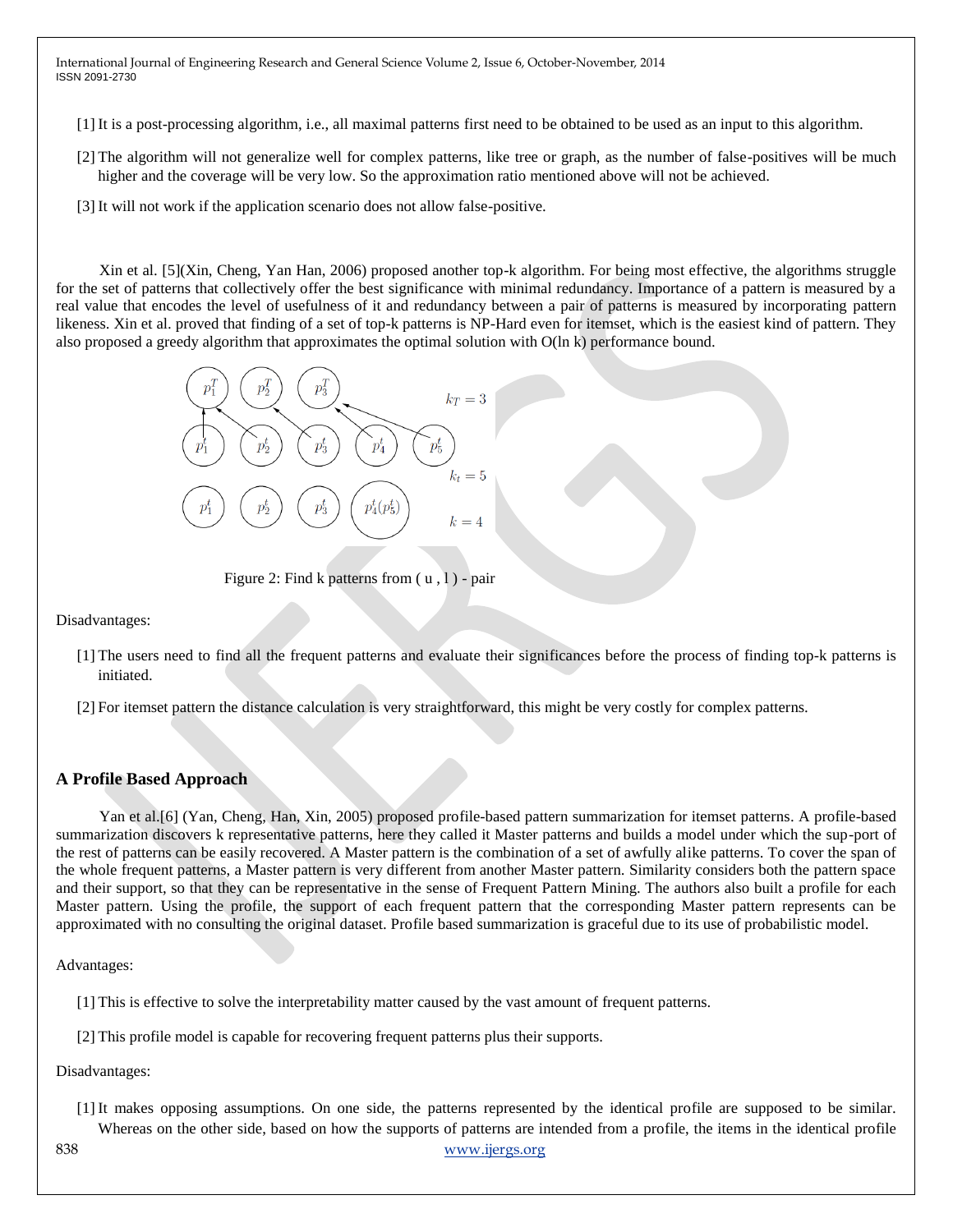[1] It is a post-processing algorithm, i.e., all maximal patterns first need to be obtained to be used as an input to this algorithm.

[2] The algorithm will not generalize well for complex patterns, like tree or graph, as the number of false-positives will be much higher and the coverage will be very low. So the approximation ratio mentioned above will not be achieved.

[3] It will not work if the application scenario does not allow false-positive.

Xin et al. [5](Xin, Cheng, Yan Han, 2006) proposed another top-k algorithm. For being most effective, the algorithms struggle for the set of patterns that collectively offer the best significance with minimal redundancy. Importance of a pattern is measured by a real value that encodes the level of usefulness of it and redundancy between a pair of patterns is measured by incorporating pattern likeness. Xin et al. proved that finding of a set of top-k patterns is NP-Hard even for itemset, which is the easiest kind of pattern. They also proposed a greedy algorithm that approximates the optimal solution with O(ln k) performance bound.

Figure 2: Find k patterns from ( u , l ) - pair

Disadvantages:

[1] The users need to find all the frequent patterns and evaluate their significances before the process of finding top-k patterns is initiated.

[2] For itemset pattern the distance calculation is very straightforward, this might be very costly for complex patterns.

## A Profile Based Approach

Yan et al.[6] (Yan, Cheng, Han, Xin, 2005) proposed profile-based pattern summarization for itemset patterns. A profile-based summarization discovers k representative patterns, here they called it Master patterns and builds a model under which the sup-port of the rest of patterns can be easily recovered. A Master pattern is the combination of a set of awfully alike patterns. To cover the span of the whole frequent patterns, a Master pattern is very different from another Master pattern. Similarity considers both the pattern space and their support, so that they can be representative in the sense of Frequent Pattern Mining. The authors also built a profile for each Master pattern. Using the profile, the support of each frequent pattern that the corresponding Master pattern represents can be approximated with no consulting the original dataset. Profile based summarization is graceful due to its use of probabilistic model.

Advantages:

[1] This is effective to solve the interpretability matter caused by the vast amount of frequent patterns.

[2] This profile model is capable for recovering frequent patterns plus their supports.

Disadvantages:

[1] It makes opposing assumptions. On one side, the patterns represented by the identical profile are supposed to be similar. Whereas on the other side, based on how the supports of patterns are intended from a profile, the items in the identical profile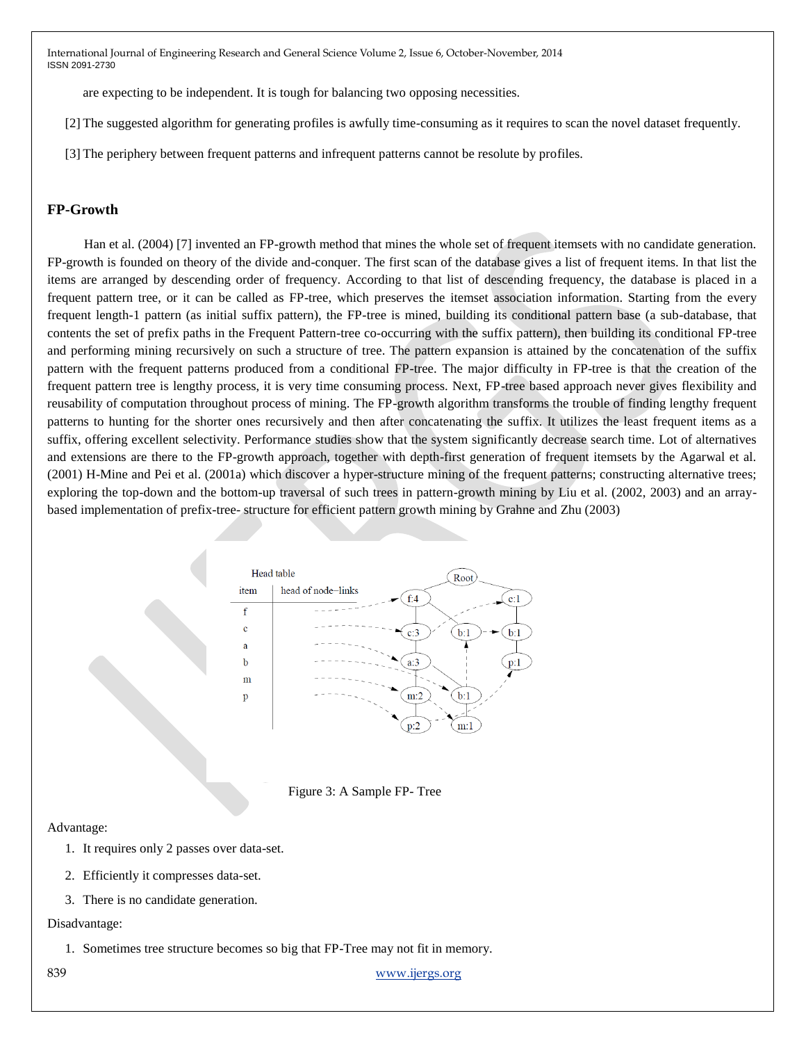are expecting to be independent. It is tough for balancing two opposing necessities.

[2] The suggested algorithm for generating profiles is awfully time-consuming as it requires to scan the novel dataset frequently.

[3] The periphery between frequent patterns and infrequent patterns cannot be resolute by profiles.

## FP-Growth

Han et al. (2004) [7] invented an FP-growth method that mines the whole set of frequent itemsets with no candidate generation. FP-growth is founded on theory of the divide and-conquer. The first scan of the database gives a list of frequent items. In that list the items are arranged by descending order of frequency. According to that list of descending frequency, the database is placed in a frequent pattern tree, or it can be called as FP-tree, which preserves the itemset association information. Starting from the every frequent length-1 pattern (as initial suffix pattern), the FP-tree is mined, building its conditional pattern base (a sub-database, that contents the set of prefix paths in the Frequent Pattern-tree co-occurring with the suffix pattern), then building its conditional FP-tree and performing mining recursively on such a structure of tree. The pattern expansion is attained by the concatenation of the suffix pattern with the frequent patterns produced from a conditional FP-tree. The major difficulty in FP-tree is that the creation of the frequent pattern tree is lengthy process, it is very time consuming process. Next, FP-tree based approach never gives flexibility and reusability of computation throughout process of mining. The FP-growth algorithm transforms the trouble of finding lengthy frequent patterns to hunting for the shorter ones recursively and then after concatenating the suffix. It utilizes the least frequent items as a suffix, offering excellent selectivity. Performance studies show that the system significantly decrease search time. Lot of alternatives and extensions are there to the FP-growth approach, together with depth-first generation of frequent itemsets by the Agarwal et al. (2001) H-Mine and Pei et al. (2001a) which discover a hyper-structure mining of the frequent patterns; constructing alternative trees; exploring the top-down and the bottom-up traversal of such trees in pattern-growth mining by Liu et al. (2002, 2003) and an array-based implementation of prefix-tree- structure for efficient pattern growth mining by Grahne and Zhu (2003)

Figure 3: A Sample FP- Tree

Advantage:

1. It requires only 2 passes over data-set.
2. Efficiently it compresses data-set.
3. There is no candidate generation.

Disadvantage:

1. Sometimes tree structure becomes so big that FP-Tree may not fit in memory.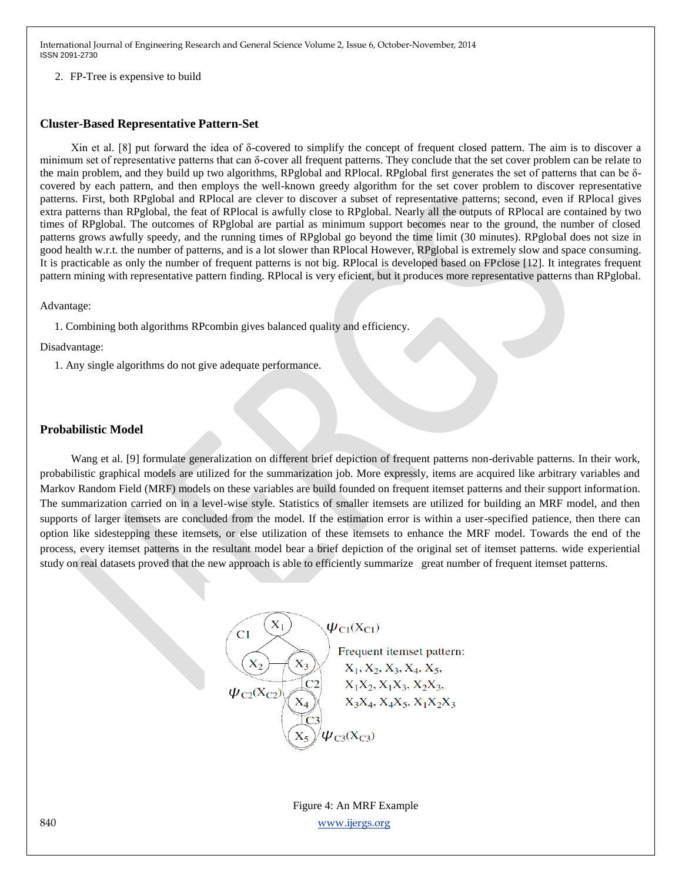2. FP-Tree is expensive to build

### Cluster-Based Representative Pattern-Set

Xin et al. [8] put forward the idea of δ-covered to simplify the concept of frequent closed pattern. The aim is to discover a minimum set of representative patterns that can δ-cover all frequent patterns. They conclude that the set cover problem can be relate to the main problem, and they build up two algorithms, RPglobal and RPlocal. RPglobal first generates the set of patterns that can be δ-covered by each pattern, and then employs the well-known greedy algorithm for the set cover problem to discover representative patterns. First, both RPglobal and RPlocal are clever to discover a subset of representative patterns; second, even if RPlocal gives extra patterns than RPglobal, the feat of RPlocal is awfully close to RPglobal. Nearly all the outputs of RPlocal are contained by two times of RPglobal. The outcomes of RPglobal are partial as minimum support becomes near to the ground, the number of closed patterns grows awfully speedy, and the running times of RPglobal go beyond the time limit (30 minutes). RPglobal does not size in good health w.r.t. the number of patterns, and is a lot slower than RPlocal However, RPglobal is extremely slow and space consuming. It is practicable as only the number of frequent patterns is not big. RPlocal is developed based on FPclose [12]. It integrates frequent pattern mining with representative pattern finding. RPlocal is very eficient, but it produces more representative patterns than RPglobal.

Advantage:

1. Combining both algorithms RPcombin gives balanced quality and efficiency.

Disadvantage:

1. Any single algorithms do not give adequate performance.

### Probabilistic Model

Wang et al. [9] formulate generalization on different brief depiction of frequent patterns non-derivable patterns. In their work, probabilistic graphical models are utilized for the summarization job. More expressly, items are acquired like arbitrary variables and Markov Random Field (MRF) models on these variables are build founded on frequent itemset patterns and their support information. The summarization carried on in a level-wise style. Statistics of smaller itemsets are utilized for building an MRF model, and then supports of larger itemsets are concluded from the model. If the estimation error is within a user-specified patience, then there can option like sidestepping these itemsets, or else utilization of these itemsets to enhance the MRF model. Towards the end of the process, every itemset patterns in the resultant model bear a brief depiction of the original set of itemset patterns. wide experiential study on real datasets proved that the new approach is able to efficiently summarize great number of frequent itemset patterns.

Frequent itemset pattern: $X_1, X_2, X_3, X_4, X_5,$ $X_1X_2, X_1X_3, X_2X_3,$ $X_3X_4, X_4X_5, X_1X_2X_3$

Figure 4: An MRF Example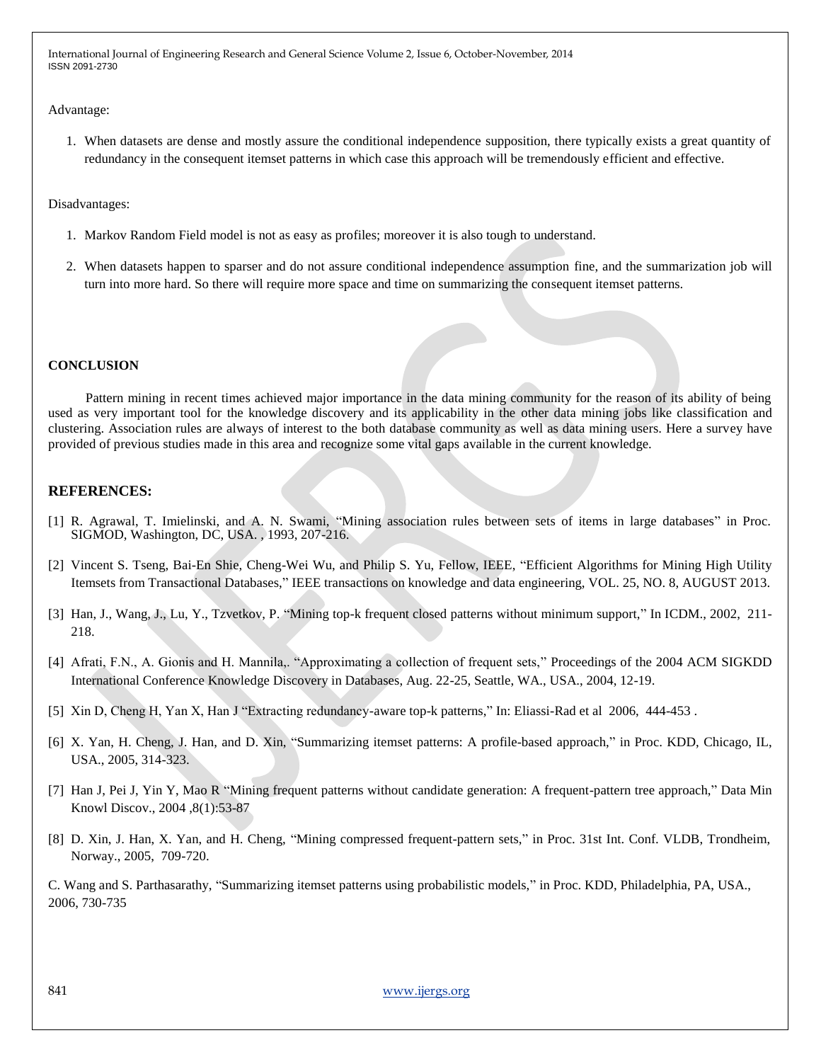Advantage:

1. When datasets are dense and mostly assure the conditional independence supposition, there typically exists a great quantity of redundancy in the consequent itemset patterns in which case this approach will be tremendously efficient and effective.

Disadvantages:

1. Markov Random Field model is not as easy as profiles; moreover it is also tough to understand.
2. When datasets happen to sparser and do not assure conditional independence assumption fine, and the summarization job will turn into more hard. So there will require more space and time on summarizing the consequent itemset patterns.

## CONCLUSION

Pattern mining in recent times achieved major importance in the data mining community for the reason of its ability of being used as very important tool for the knowledge discovery and its applicability in the other data mining jobs like classification and clustering. Association rules are always of interest to the both database community as well as data mining users. Here a survey have provided of previous studies made in this area and recognize some vital gaps available in the current knowledge.

## REFERENCES:

[1] R. Agrawal, T. Imielinski, and A. N. Swami, "Mining association rules between sets of items in large databases" in Proc. SIGMOD, Washington, DC, USA. , 1993, 207-216.

[2] Vincent S. Tseng, Bai-En Shie, Cheng-Wei Wu, and Philip S. Yu, Fellow, IEEE, "Efficient Algorithms for Mining High Utility Itemsets from Transactional Databases," IEEE transactions on knowledge and data engineering, VOL. 25, NO. 8, AUGUST 2013.

[3] Han, J., Wang, J., Lu, Y., Tzvetkov, P. "Mining top-k frequent closed patterns without minimum support," In ICDM., 2002, 211-218.

[4] Afrati, F.N., A. Gionis and H. Mannila,. "Approximating a collection of frequent sets," Proceedings of the 2004 ACM SIGKDD International Conference Knowledge Discovery in Databases, Aug. 22-25, Seattle, WA., USA., 2004, 12-19.

[5] Xin D, Cheng H, Yan X, Han J "Extracting redundancy-aware top-k patterns," In: Eliassi-Rad et al 2006, 444-453 .

[6] X. Yan, H. Cheng, J. Han, and D. Xin, "Summarizing itemset patterns: A profile-based approach," in Proc. KDD, Chicago, IL, USA., 2005, 314-323.

[7] Han J, Pei J, Yin Y, Mao R "Mining frequent patterns without candidate generation: A frequent-pattern tree approach," Data Min Knowl Discov., 2004 ,8(1):53-87

[8] D. Xin, J. Han, X. Yan, and H. Cheng, "Mining compressed frequent-pattern sets," in Proc. 31st Int. Conf. VLDB, Trondheim, Norway., 2005, 709-720.

C. Wang and S. Parthasarathy, "Summarizing itemset patterns using probabilistic models," in Proc. KDD, Philadelphia, PA, USA., 2006, 730-735